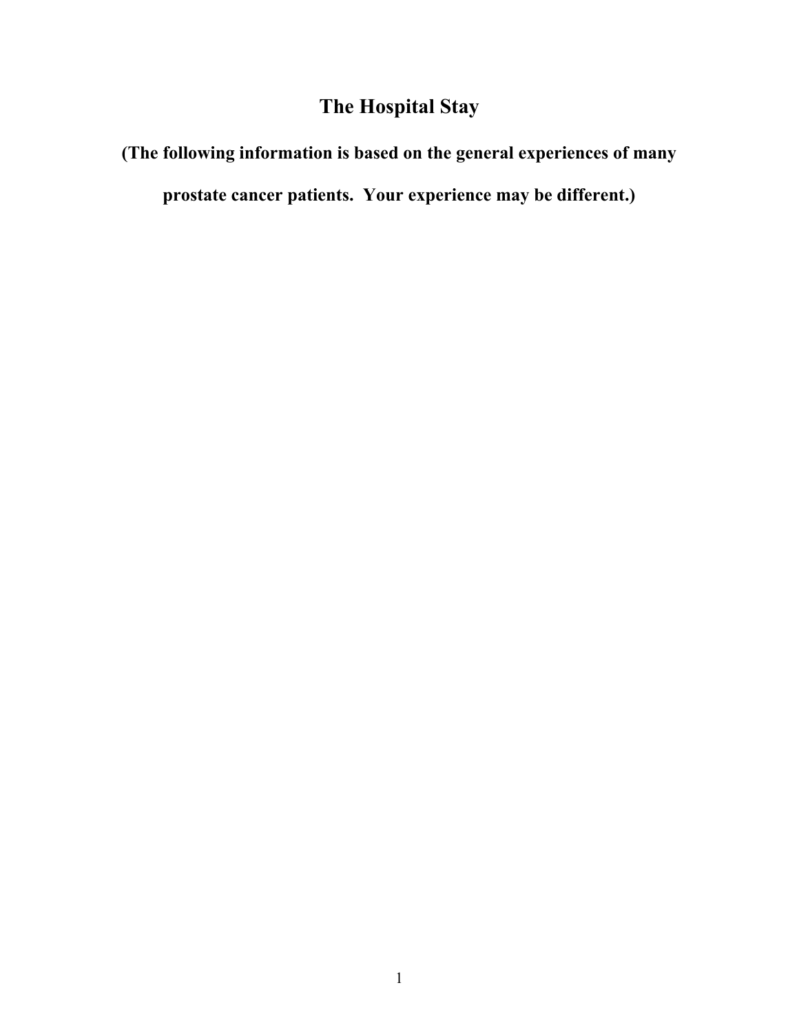# The Hospital Stay

**(The following information is based on the general experiences of many prostate cancer patients. Your experience may be different.)**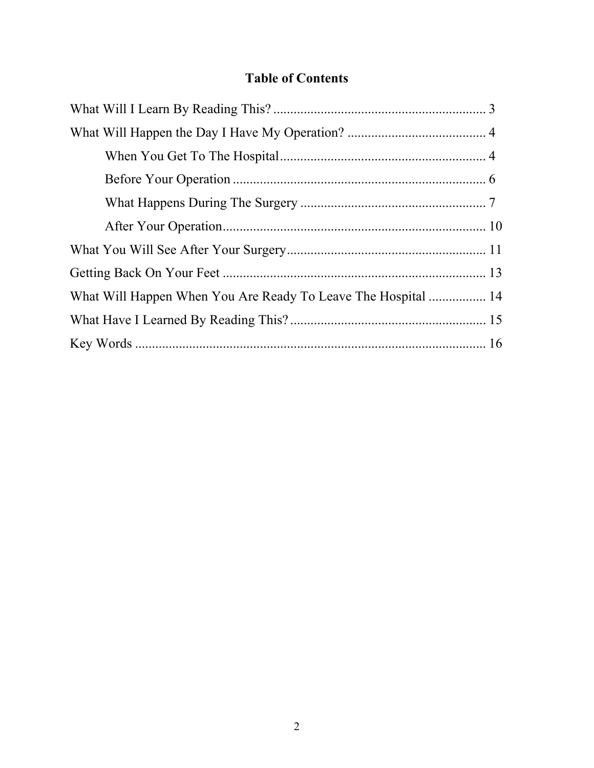# Table of Contents

What Will I Learn By Reading This? .............................................................. 3

What Will Happen the Day I Have My Operation? ......................................... 4

    When You Get To The Hospital ............................................................ 4

    Before Your Operation .......................................................................... 6

    What Happens During The Surgery ....................................................... 7

    After Your Operation ............................................................................. 10

What You Will See After Your Surgery .......................................................... 11

Getting Back On Your Feet ............................................................................ 13

What Will Happen When You Are Ready To Leave The Hospital ................. 14

What Have I Learned By Reading This? ......................................................... 15

Key Words ...................................................................................................... 16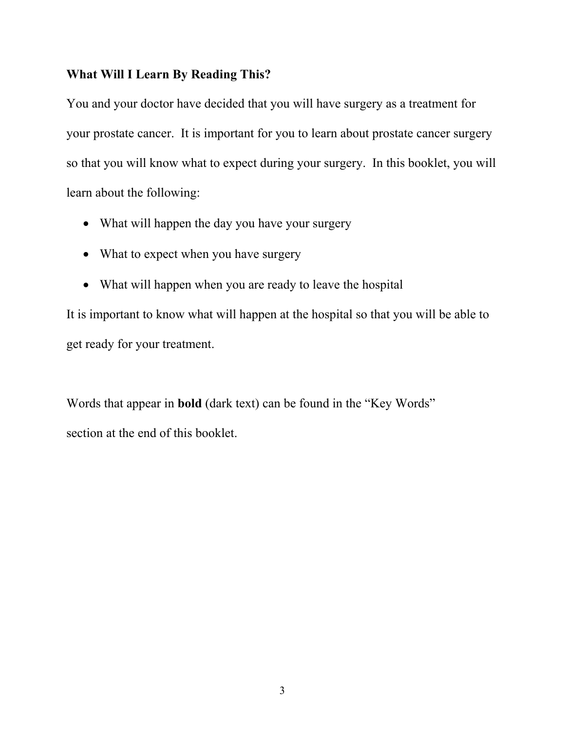## What Will I Learn By Reading This?

You and your doctor have decided that you will have surgery as a treatment for your prostate cancer. It is important for you to learn about prostate cancer surgery so that you will know what to expect during your surgery. In this booklet, you will learn about the following:

- What will happen the day you have your surgery
- What to expect when you have surgery
- What will happen when you are ready to leave the hospital

It is important to know what will happen at the hospital so that you will be able to get ready for your treatment.

Words that appear in **bold** (dark text) can be found in the "Key Words" section at the end of this booklet.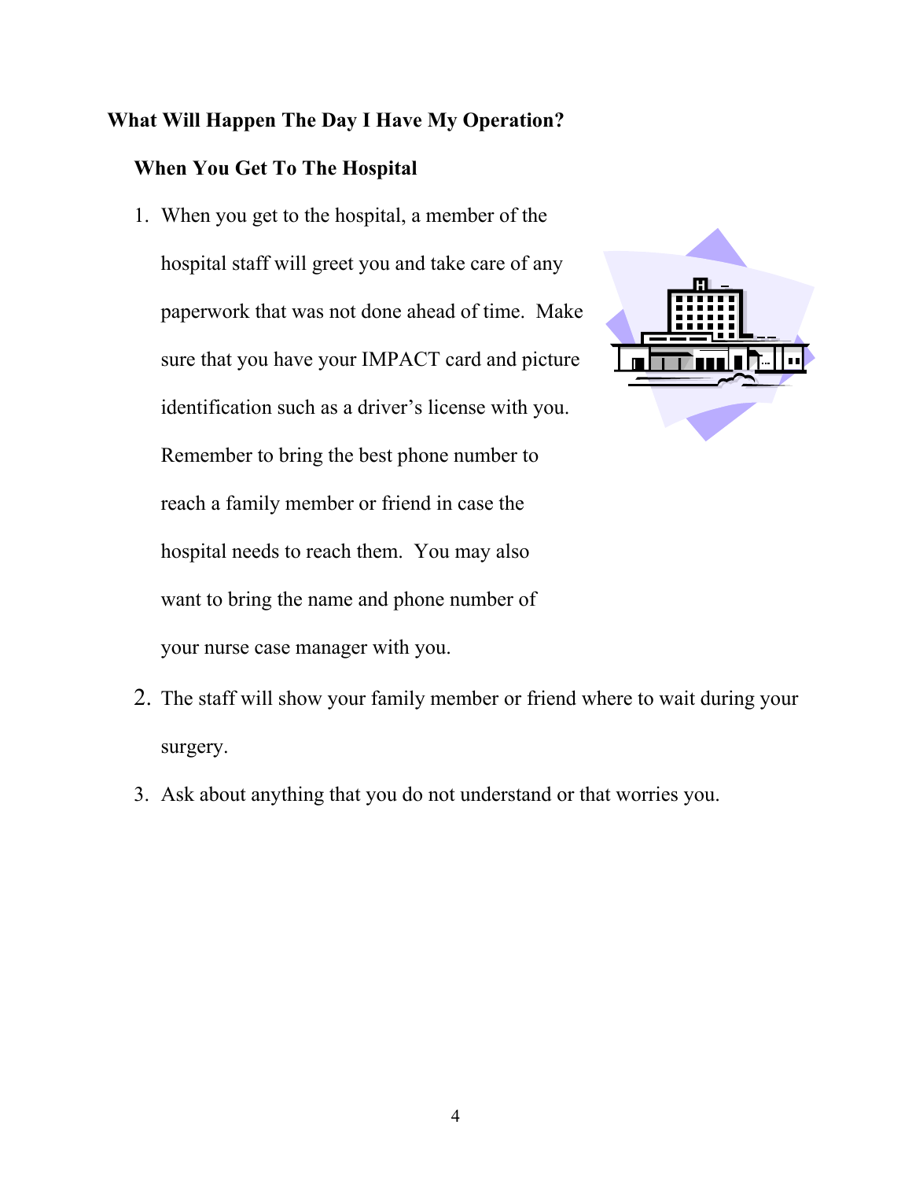## What Will Happen The Day I Have My Operation?

### When You Get To The Hospital

1. When you get to the hospital, a member of the hospital staff will greet you and take care of any paperwork that was not done ahead of time. Make sure that you have your IMPACT card and picture identification such as a driver's license with you. Remember to bring the best phone number to reach a family member or friend in case the hospital needs to reach them. You may also want to bring the name and phone number of your nurse case manager with you.
2. The staff will show your family member or friend where to wait during your surgery.
3. Ask about anything that you do not understand or that worries you.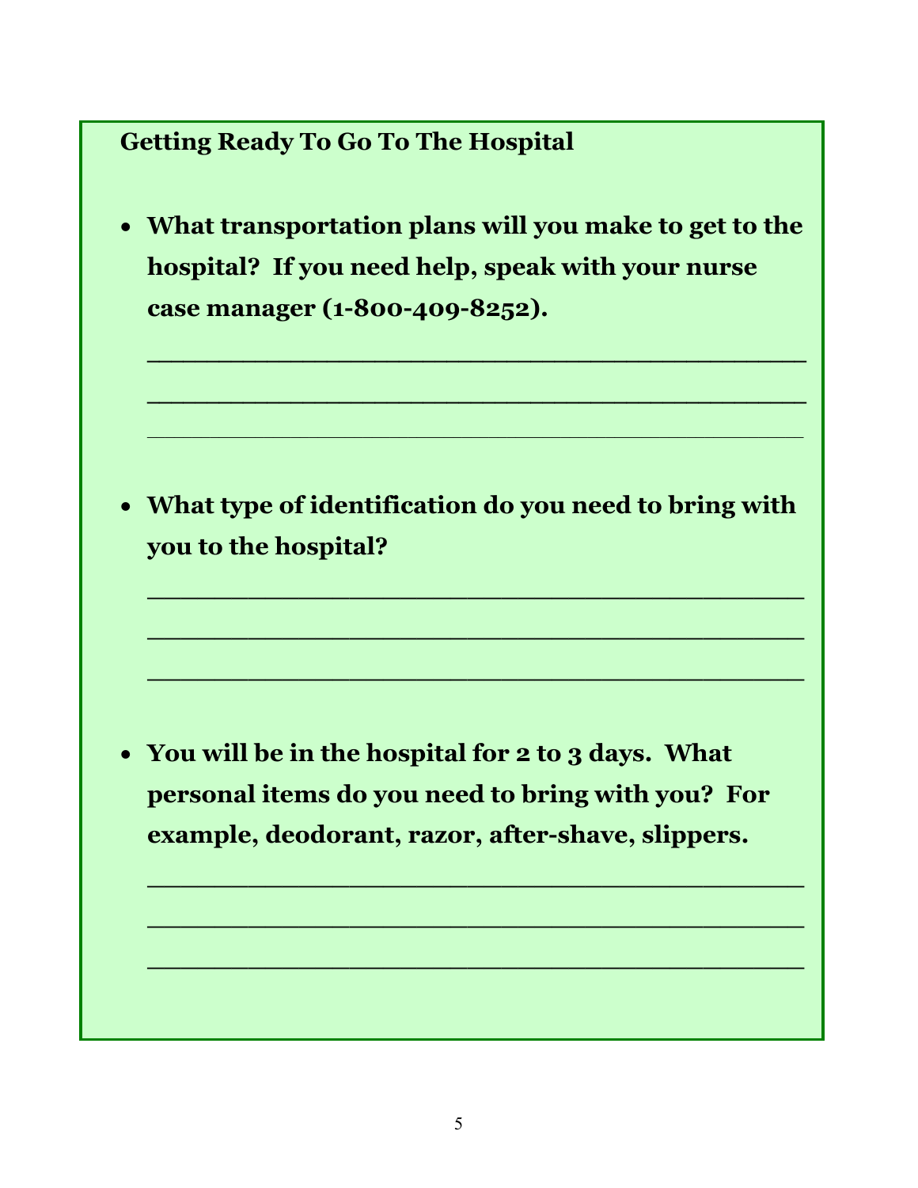**Getting Ready To Go To The Hospital**

- **What transportation plans will you make to get to the hospital? If you need help, speak with your nurse case manager (1-800-409-8252).**

  ________________________________________

  ________________________________________

  ________________________________________

- **What type of identification do you need to bring with you to the hospital?**

  ________________________________________

  ________________________________________

  ________________________________________

- **You will be in the hospital for 2 to 3 days. What personal items do you need to bring with you? For example, deodorant, razor, after-shave, slippers.**

  ________________________________________

  ________________________________________

  ________________________________________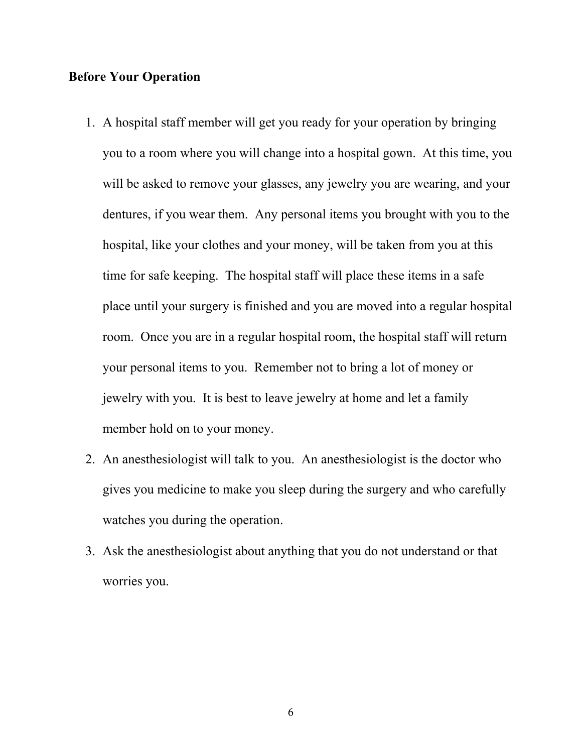**Before Your Operation**

1. A hospital staff member will get you ready for your operation by bringing you to a room where you will change into a hospital gown. At this time, you will be asked to remove your glasses, any jewelry you are wearing, and your dentures, if you wear them. Any personal items you brought with you to the hospital, like your clothes and your money, will be taken from you at this time for safe keeping. The hospital staff will place these items in a safe place until your surgery is finished and you are moved into a regular hospital room. Once you are in a regular hospital room, the hospital staff will return your personal items to you. Remember not to bring a lot of money or jewelry with you. It is best to leave jewelry at home and let a family member hold on to your money.
2. An anesthesiologist will talk to you. An anesthesiologist is the doctor who gives you medicine to make you sleep during the surgery and who carefully watches you during the operation.
3. Ask the anesthesiologist about anything that you do not understand or that worries you.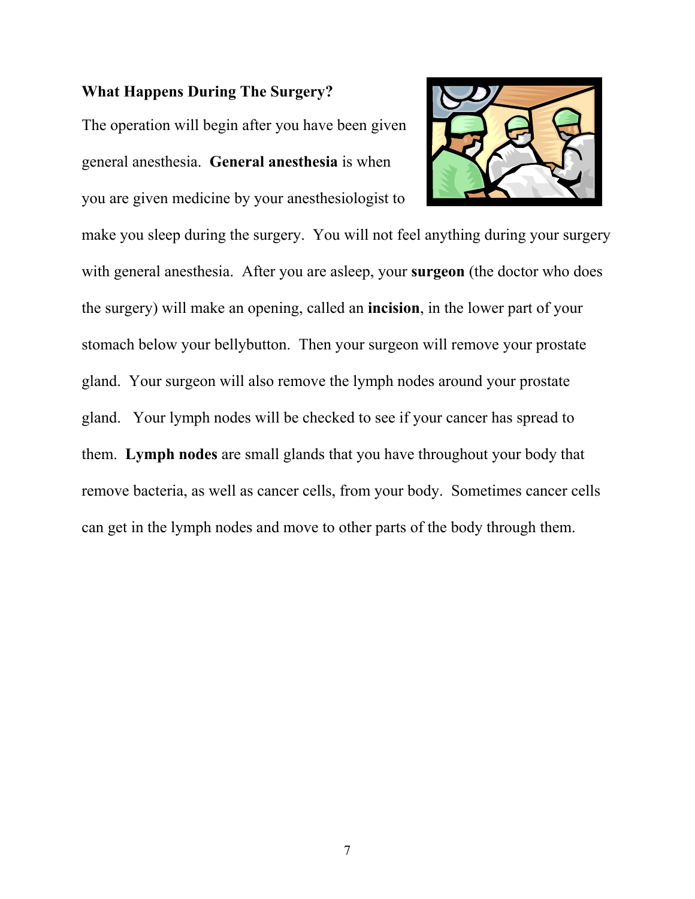**What Happens During The Surgery?**

The operation will begin after you have been given general anesthesia. **General anesthesia** is when you are given medicine by your anesthesiologist to make you sleep during the surgery. You will not feel anything during your surgery with general anesthesia. After you are asleep, your **surgeon** (the doctor who does the surgery) will make an opening, called an **incision**, in the lower part of your stomach below your bellybutton. Then your surgeon will remove your prostate gland. Your surgeon will also remove the lymph nodes around your prostate gland. Your lymph nodes will be checked to see if your cancer has spread to them. **Lymph nodes** are small glands that you have throughout your body that remove bacteria, as well as cancer cells, from your body. Sometimes cancer cells can get in the lymph nodes and move to other parts of the body through them.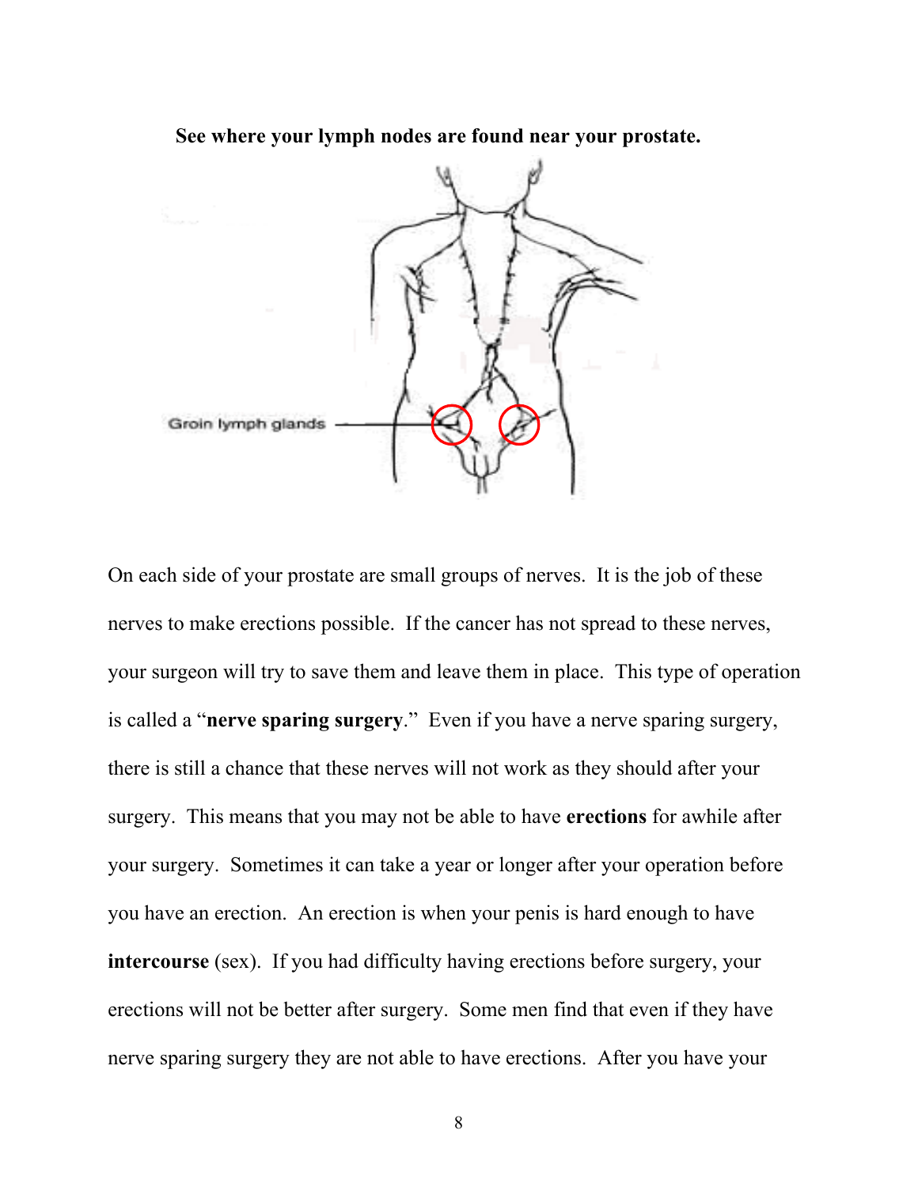**See where your lymph nodes are found near your prostate.**

Groin lymph glands

On each side of your prostate are small groups of nerves. It is the job of these nerves to make erections possible. If the cancer has not spread to these nerves, your surgeon will try to save them and leave them in place. This type of operation is called a "**nerve sparing surgery**." Even if you have a nerve sparing surgery, there is still a chance that these nerves will not work as they should after your surgery. This means that you may not be able to have **erections** for awhile after your surgery. Sometimes it can take a year or longer after your operation before you have an erection. An erection is when your penis is hard enough to have **intercourse** (sex). If you had difficulty having erections before surgery, your erections will not be better after surgery. Some men find that even if they have nerve sparing surgery they are not able to have erections. After you have your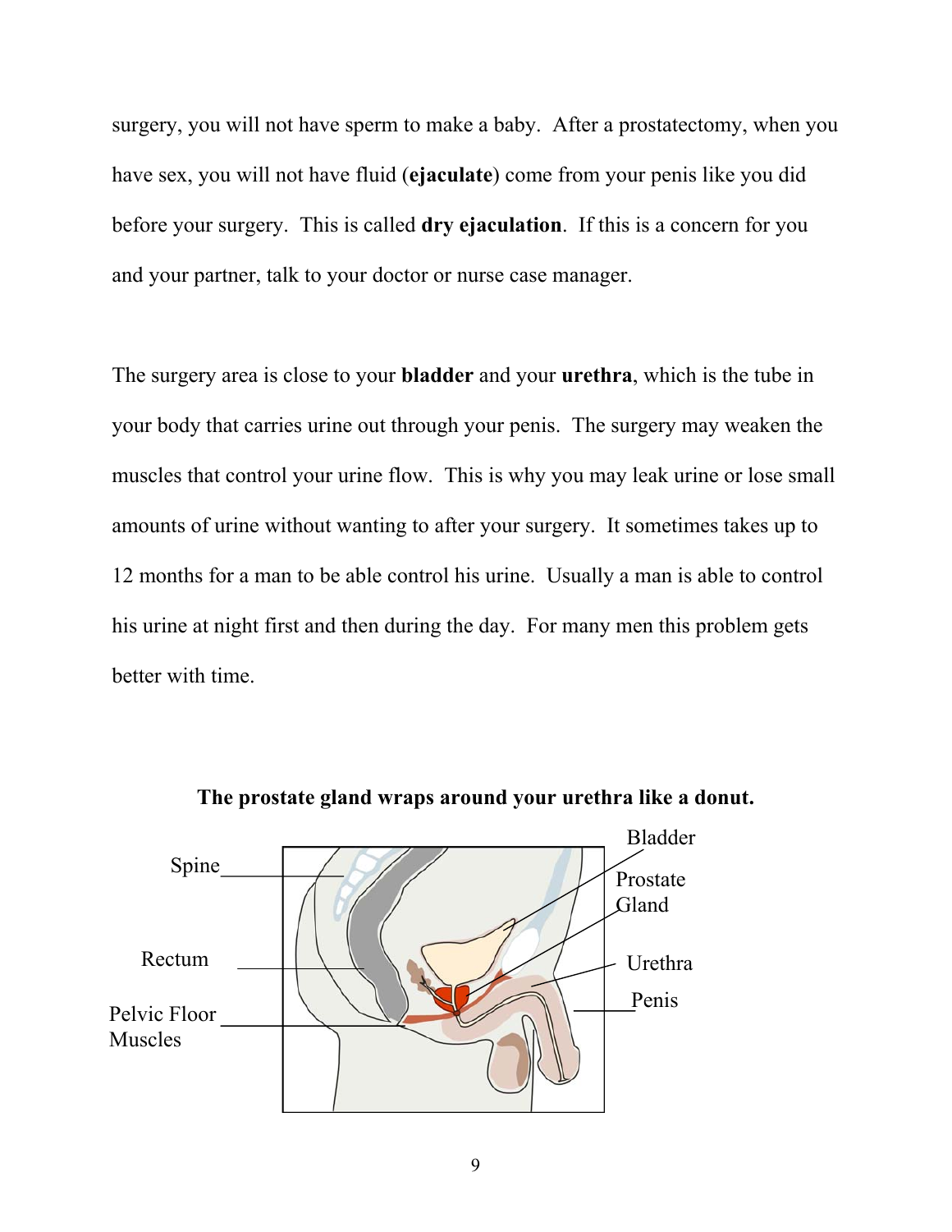surgery, you will not have sperm to make a baby. After a prostatectomy, when you have sex, you will not have fluid (**ejaculate**) come from your penis like you did before your surgery. This is called **dry ejaculation**. If this is a concern for you and your partner, talk to your doctor or nurse case manager.

The surgery area is close to your **bladder** and your **urethra**, which is the tube in your body that carries urine out through your penis. The surgery may weaken the muscles that control your urine flow. This is why you may leak urine or lose small amounts of urine without wanting to after your surgery. It sometimes takes up to 12 months for a man to be able control his urine. Usually a man is able to control his urine at night first and then during the day. For many men this problem gets better with time.

**The prostate gland wraps around your urethra like a donut.**

Spine
Rectum
Pelvic Floor Muscles
Bladder
Prostate Gland
Urethra
Penis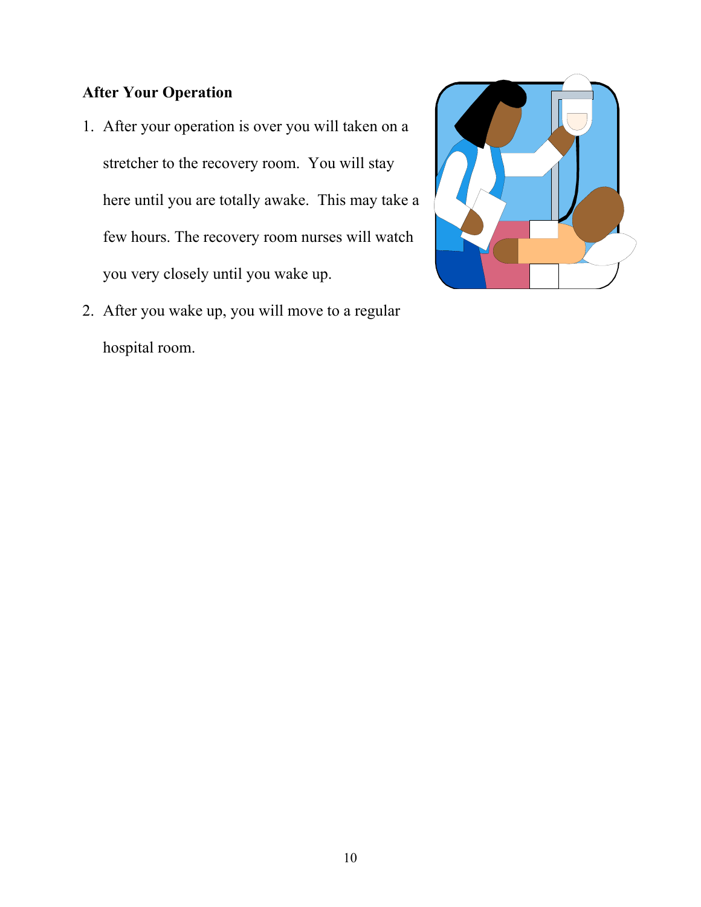**After Your Operation**

1. After your operation is over you will taken on a stretcher to the recovery room. You will stay here until you are totally awake. This may take a few hours. The recovery room nurses will watch you very closely until you wake up.
2. After you wake up, you will move to a regular hospital room.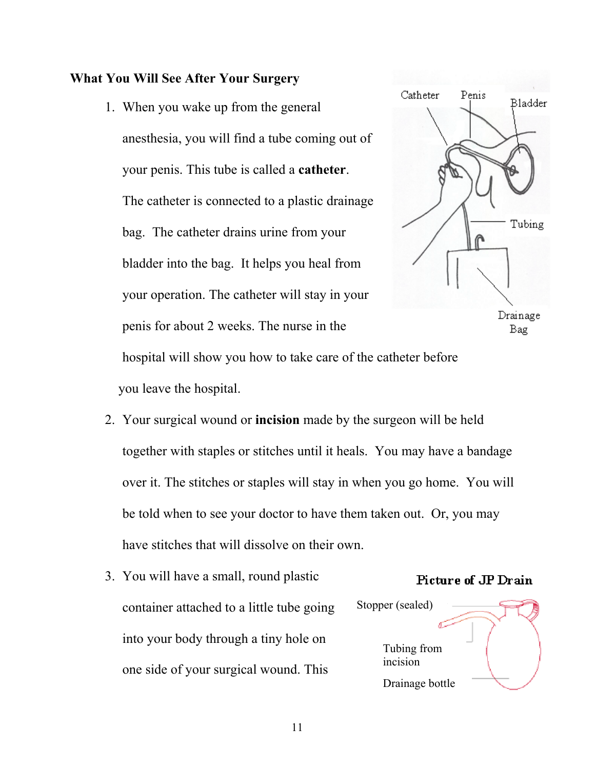**What You Will See After Your Surgery**

1. When you wake up from the general anesthesia, you will find a tube coming out of your penis. This tube is called a **catheter**. The catheter is connected to a plastic drainage bag. The catheter drains urine from your bladder into the bag. It helps you heal from your operation. The catheter will stay in your penis for about 2 weeks. The nurse in the hospital will show you how to take care of the catheter before you leave the hospital.

   Catheter | Penis | Bladder | Tubing | Drainage Bag

2. Your surgical wound or **incision** made by the surgeon will be held together with staples or stitches until it heals. You may have a bandage over it. The stitches or staples will stay in when you go home. You will be told when to see your doctor to have them taken out. Or, you may have stitches that will dissolve on their own.

3. You will have a small, round plastic container attached to a little tube going into your body through a tiny hole on one side of your surgical wound. This

   **Picture of JP Drain**

   Stopper (sealed) | Tubing from incision | Drainage bottle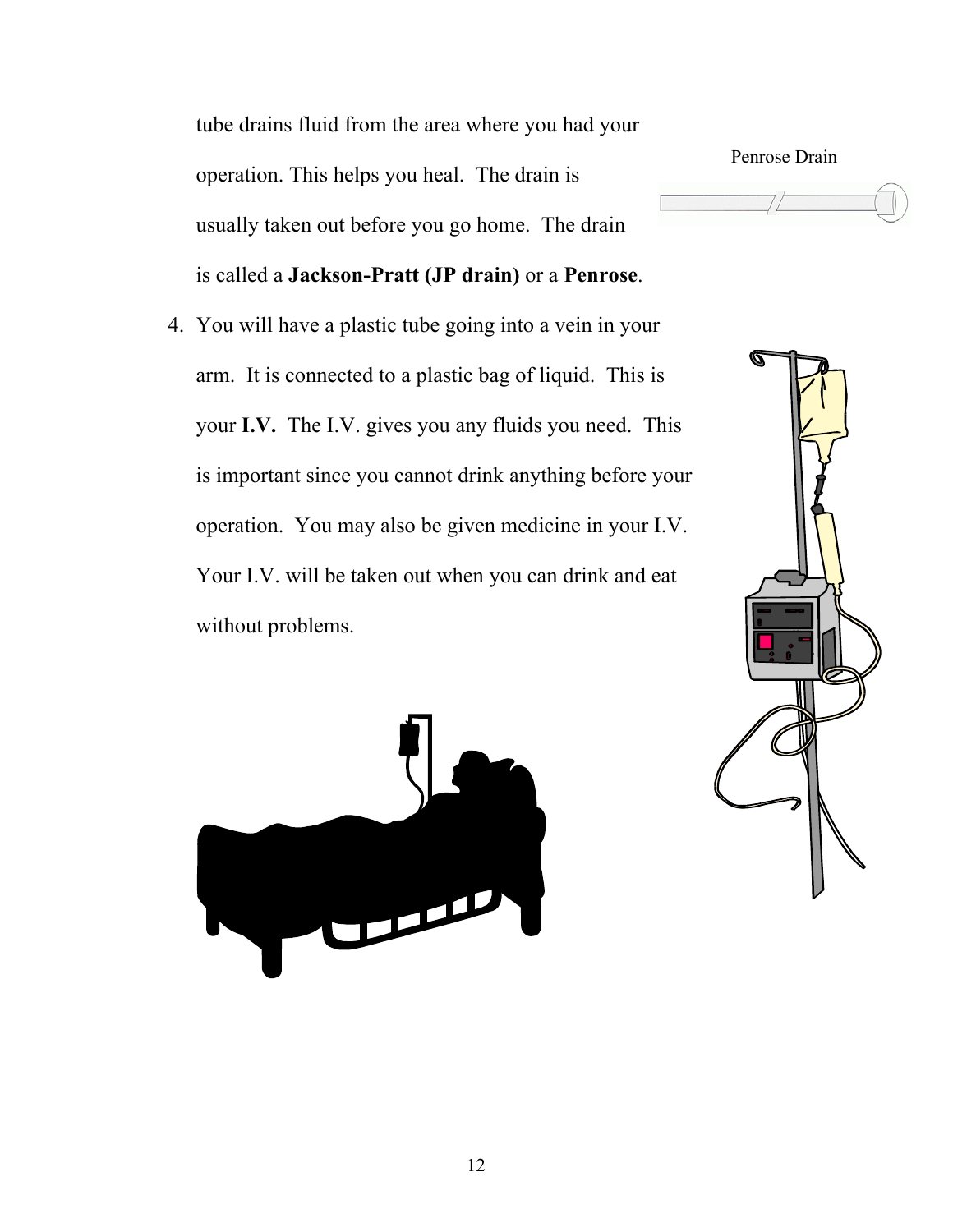tube drains fluid from the area where you had your operation. This helps you heal. The drain is usually taken out before you go home. The drain is called a **Jackson-Pratt (JP drain)** or a **Penrose**.

Penrose Drain

4. You will have a plastic tube going into a vein in your arm. It is connected to a plastic bag of liquid. This is your **I.V.** The I.V. gives you any fluids you need. This is important since you cannot drink anything before your operation. You may also be given medicine in your I.V. Your I.V. will be taken out when you can drink and eat without problems.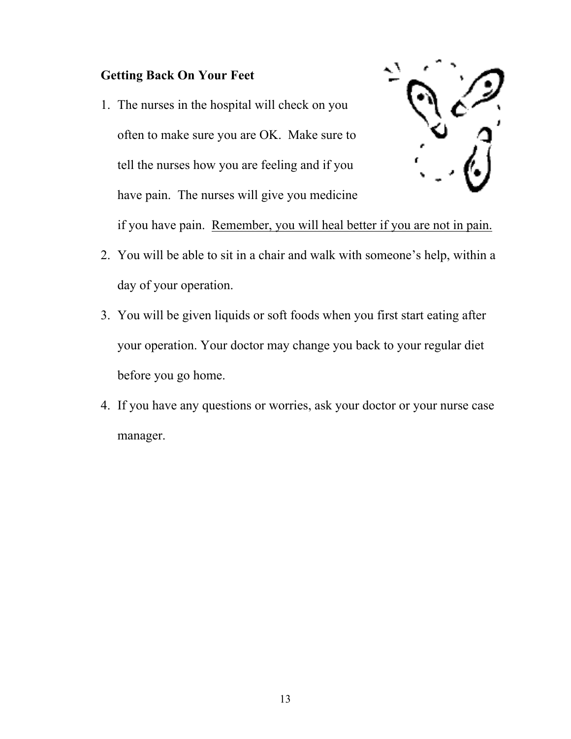## Getting Back On Your Feet

1. The nurses in the hospital will check on you often to make sure you are OK. Make sure to tell the nurses how you are feeling and if you have pain. The nurses will give you medicine if you have pain. <u>Remember, you will heal better if you are not in pain.</u>
2. You will be able to sit in a chair and walk with someone's help, within a day of your operation.
3. You will be given liquids or soft foods when you first start eating after your operation. Your doctor may change you back to your regular diet before you go home.
4. If you have any questions or worries, ask your doctor or your nurse case manager.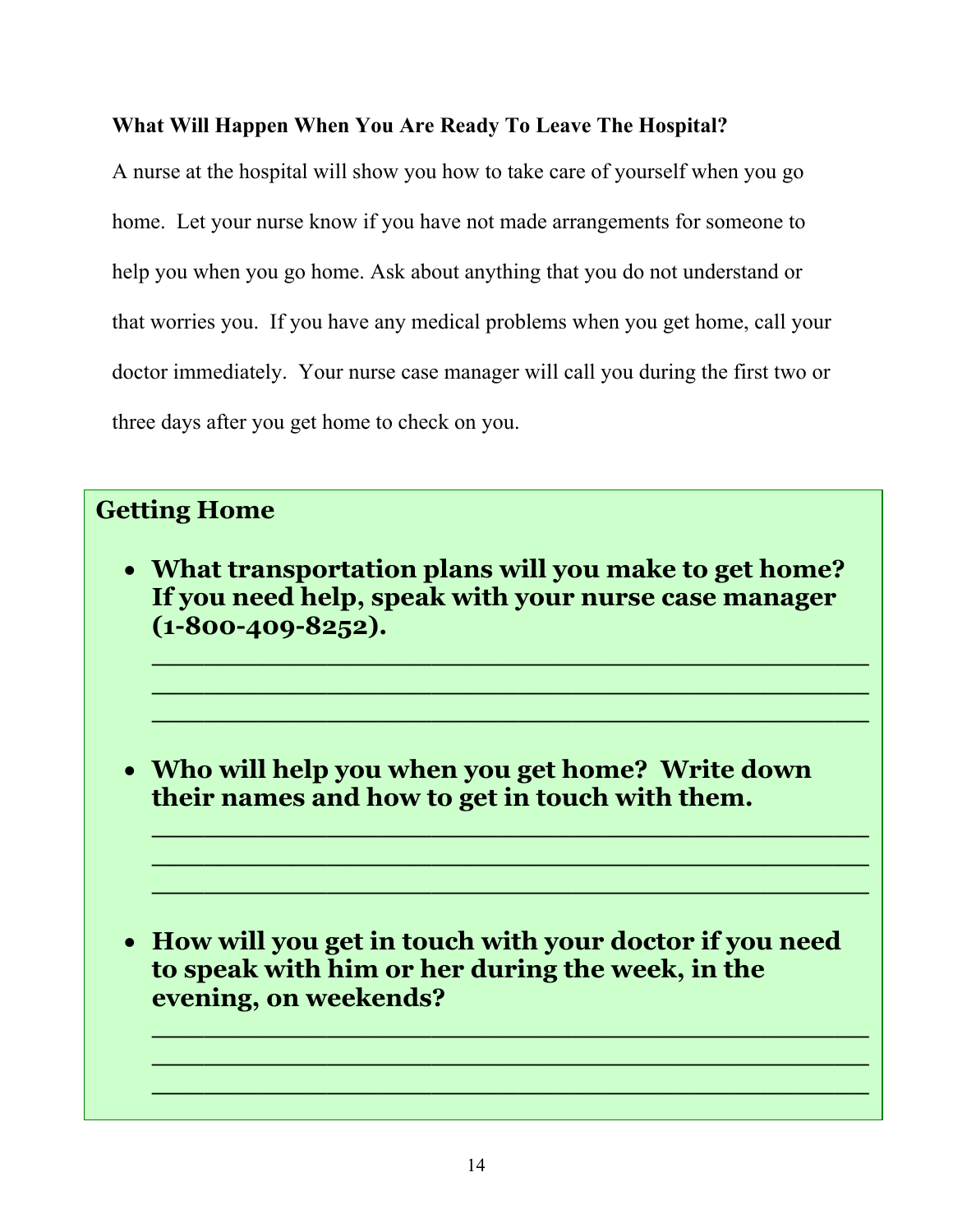**What Will Happen When You Are Ready To Leave The Hospital?**

A nurse at the hospital will show you how to take care of yourself when you go home. Let your nurse know if you have not made arrangements for someone to help you when you go home. Ask about anything that you do not understand or that worries you. If you have any medical problems when you get home, call your doctor immediately. Your nurse case manager will call you during the first two or three days after you get home to check on you.

## Getting Home

- **What transportation plans will you make to get home? If you need help, speak with your nurse case manager (1-800-409-8252).**

  ______________________________________________
  ______________________________________________
  ______________________________________________

- **Who will help you when you get home? Write down their names and how to get in touch with them.**

  ______________________________________________
  ______________________________________________
  ______________________________________________

- **How will you get in touch with your doctor if you need to speak with him or her during the week, in the evening, on weekends?**

  ______________________________________________
  ______________________________________________
  ______________________________________________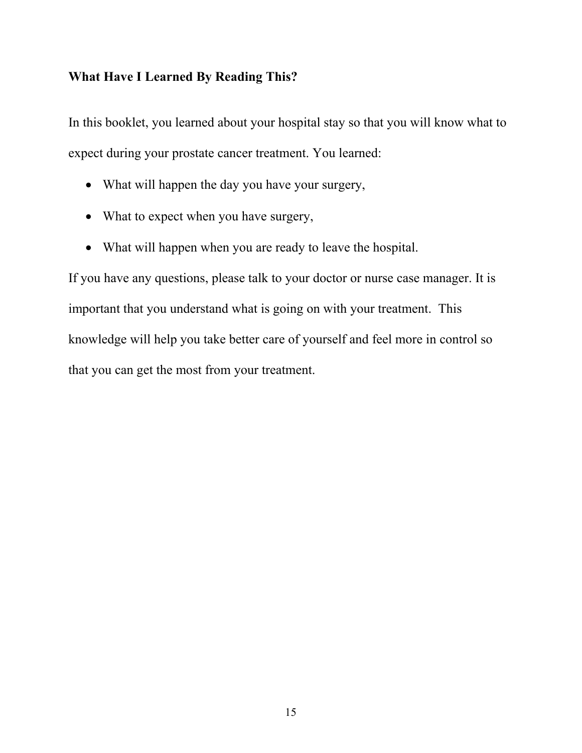## What Have I Learned By Reading This?

In this booklet, you learned about your hospital stay so that you will know what to expect during your prostate cancer treatment. You learned:

- What will happen the day you have your surgery,
- What to expect when you have surgery,
- What will happen when you are ready to leave the hospital.

If you have any questions, please talk to your doctor or nurse case manager. It is important that you understand what is going on with your treatment. This knowledge will help you take better care of yourself and feel more in control so that you can get the most from your treatment.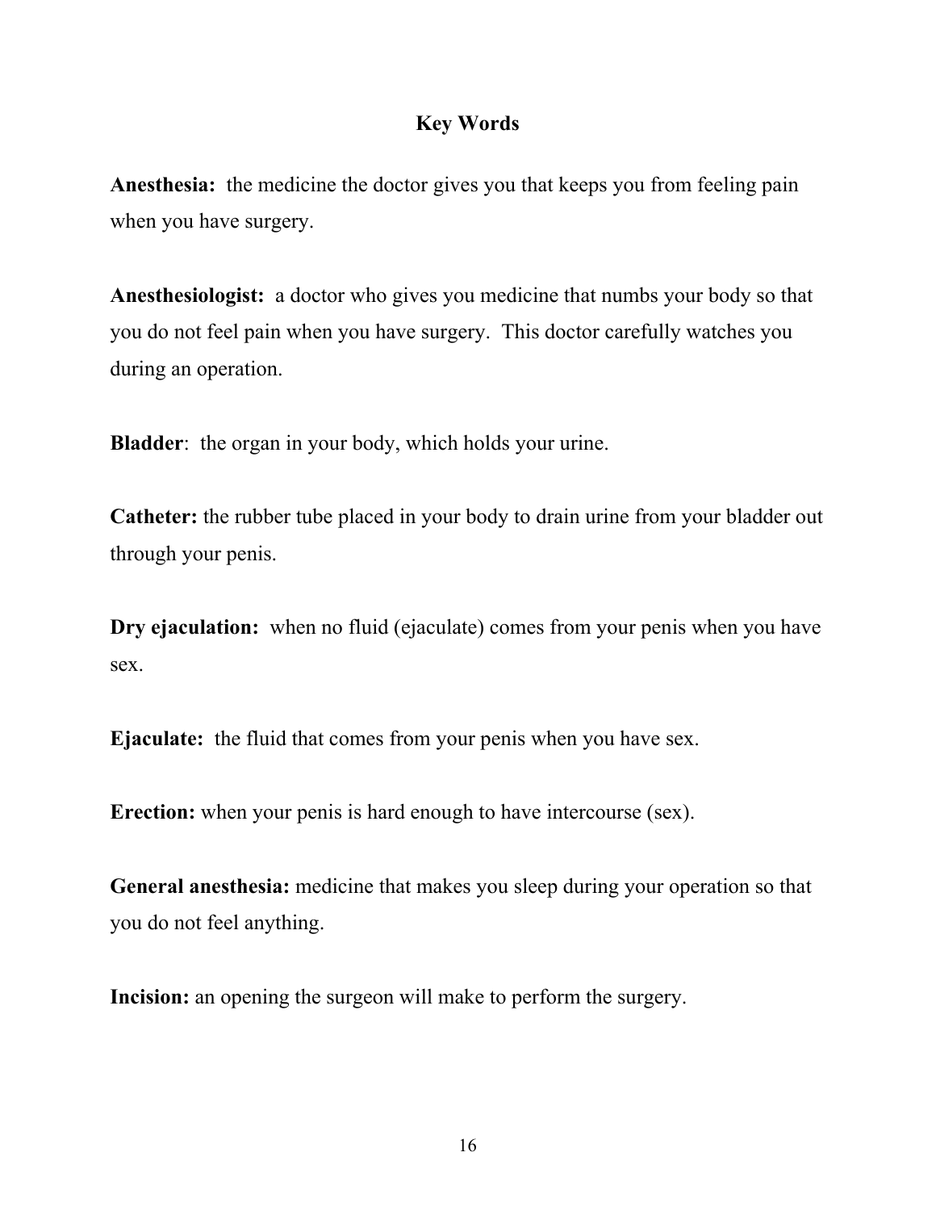## Key Words

**Anesthesia:** the medicine the doctor gives you that keeps you from feeling pain when you have surgery.

**Anesthesiologist:** a doctor who gives you medicine that numbs your body so that you do not feel pain when you have surgery. This doctor carefully watches you during an operation.

**Bladder**: the organ in your body, which holds your urine.

**Catheter:** the rubber tube placed in your body to drain urine from your bladder out through your penis.

**Dry ejaculation:** when no fluid (ejaculate) comes from your penis when you have sex.

**Ejaculate:** the fluid that comes from your penis when you have sex.

**Erection:** when your penis is hard enough to have intercourse (sex).

**General anesthesia:** medicine that makes you sleep during your operation so that you do not feel anything.

**Incision:** an opening the surgeon will make to perform the surgery.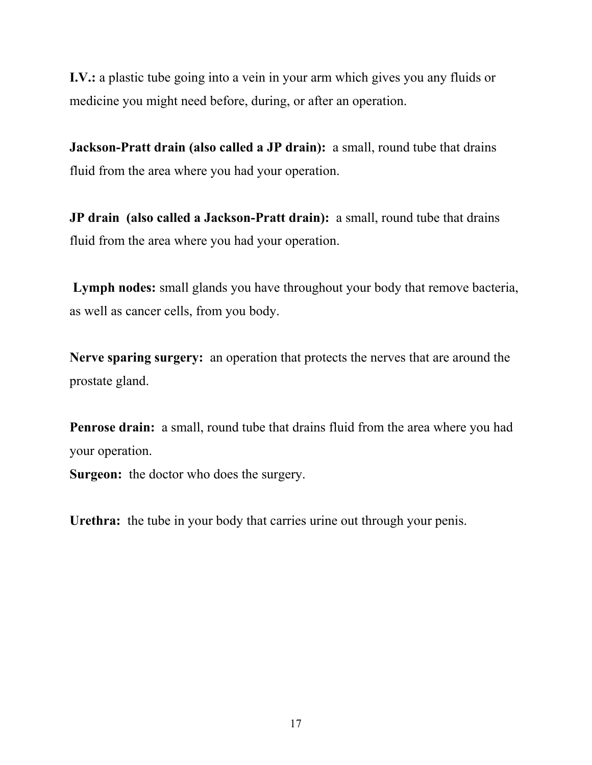**I.V.:** a plastic tube going into a vein in your arm which gives you any fluids or medicine you might need before, during, or after an operation.

**Jackson-Pratt drain (also called a JP drain):** a small, round tube that drains fluid from the area where you had your operation.

**JP drain (also called a Jackson-Pratt drain):** a small, round tube that drains fluid from the area where you had your operation.

**Lymph nodes:** small glands you have throughout your body that remove bacteria, as well as cancer cells, from you body.

**Nerve sparing surgery:** an operation that protects the nerves that are around the prostate gland.

**Penrose drain:** a small, round tube that drains fluid from the area where you had your operation.

**Surgeon:** the doctor who does the surgery.

**Urethra:** the tube in your body that carries urine out through your penis.